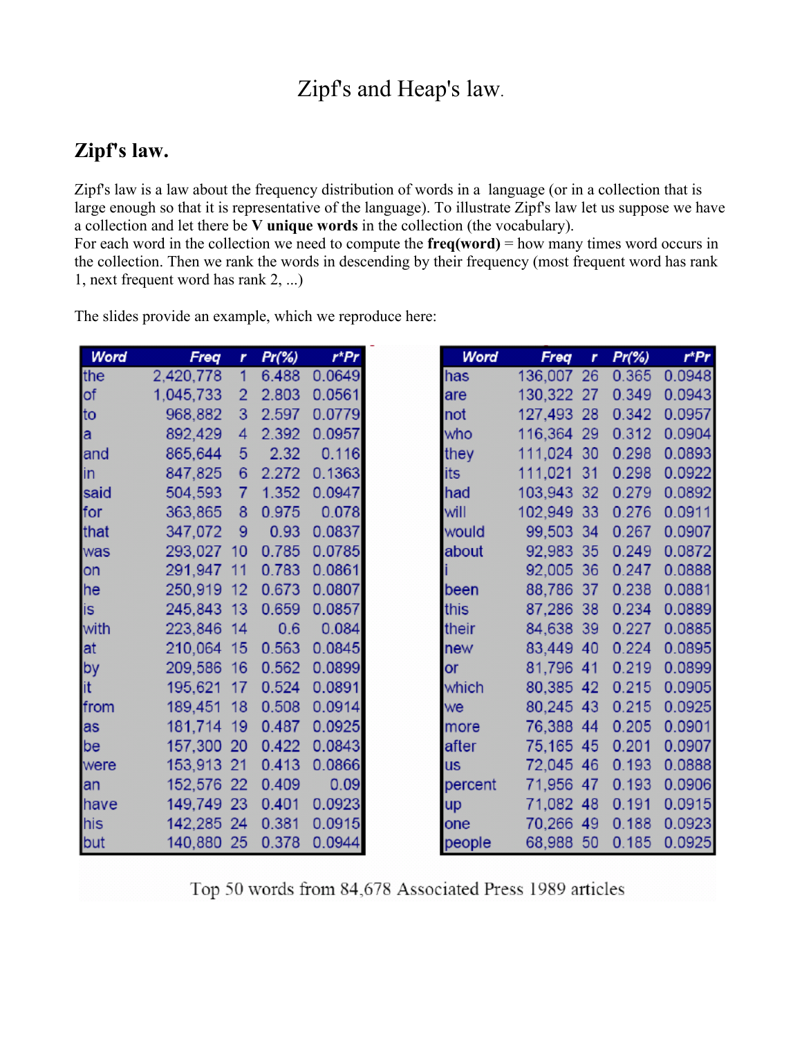# Zipf's and Heap's law.

## Zipf's law.

Zipf's law is a law about the frequency distribution of words in a language (or in a collection that is large enough so that it is representative of the language). To illustrate Zipf's law let us suppose we have a collection and let there be **V unique words** in the collection (the vocabulary).
For each word in the collection we need to compute the **freq(word)** = how many times word occurs in the collection. Then we rank the words in descending by their frequency (most frequent word has rank 1, next frequent word has rank 2, ...)

The slides provide an example, which we reproduce here:

| Word | Freq | r | Pr(%) | r*Pr |
|---|---|---|---|---|
| the | 2,420,778 | 1 | 6.488 | 0.0649 |
| of | 1,045,733 | 2 | 2.803 | 0.0561 |
| to | 968,882 | 3 | 2.597 | 0.0779 |
| a | 892,429 | 4 | 2.392 | 0.0957 |
| and | 865,644 | 5 | 2.32 | 0.116 |
| in | 847,825 | 6 | 2.272 | 0.1363 |
| said | 504,593 | 7 | 1.352 | 0.0947 |
| for | 363,865 | 8 | 0.975 | 0.078 |
| that | 347,072 | 9 | 0.93 | 0.0837 |
| was | 293,027 | 10 | 0.785 | 0.0785 |
| on | 291,947 | 11 | 0.783 | 0.0861 |
| he | 250,919 | 12 | 0.673 | 0.0807 |
| is | 245,843 | 13 | 0.659 | 0.0857 |
| with | 223,846 | 14 | 0.6 | 0.084 |
| at | 210,064 | 15 | 0.563 | 0.0845 |
| by | 209,586 | 16 | 0.562 | 0.0899 |
| it | 195,621 | 17 | 0.524 | 0.0891 |
| from | 189,451 | 18 | 0.508 | 0.0914 |
| as | 181,714 | 19 | 0.487 | 0.0925 |
| be | 157,300 | 20 | 0.422 | 0.0843 |
| were | 153,913 | 21 | 0.413 | 0.0866 |
| an | 152,576 | 22 | 0.409 | 0.09 |
| have | 149,749 | 23 | 0.401 | 0.0923 |
| his | 142,285 | 24 | 0.381 | 0.0915 |
| but | 140,880 | 25 | 0.378 | 0.0944 |
| has | 136,007 | 26 | 0.365 | 0.0948 |
| are | 130,322 | 27 | 0.349 | 0.0943 |
| not | 127,493 | 28 | 0.342 | 0.0957 |
| who | 116,364 | 29 | 0.312 | 0.0904 |
| they | 111,024 | 30 | 0.298 | 0.0893 |
| its | 111,021 | 31 | 0.298 | 0.0922 |
| had | 103,943 | 32 | 0.279 | 0.0892 |
| will | 102,949 | 33 | 0.276 | 0.0911 |
| would | 99,503 | 34 | 0.267 | 0.0907 |
| about | 92,983 | 35 | 0.249 | 0.0872 |
| i | 92,005 | 36 | 0.247 | 0.0888 |
| been | 88,786 | 37 | 0.238 | 0.0881 |
| this | 87,286 | 38 | 0.234 | 0.0889 |
| their | 84,638 | 39 | 0.227 | 0.0885 |
| new | 83,449 | 40 | 0.224 | 0.0895 |
| or | 81,796 | 41 | 0.219 | 0.0899 |
| which | 80,385 | 42 | 0.215 | 0.0905 |
| we | 80,245 | 43 | 0.215 | 0.0925 |
| more | 76,388 | 44 | 0.205 | 0.0901 |
| after | 75,165 | 45 | 0.201 | 0.0907 |
| us | 72,045 | 46 | 0.193 | 0.0888 |
| percent | 71,956 | 47 | 0.193 | 0.0906 |
| up | 71,082 | 48 | 0.191 | 0.0915 |
| one | 70,266 | 49 | 0.188 | 0.0923 |
| people | 68,988 | 50 | 0.185 | 0.0925 |

Top 50 words from 84,678 Associated Press 1989 articles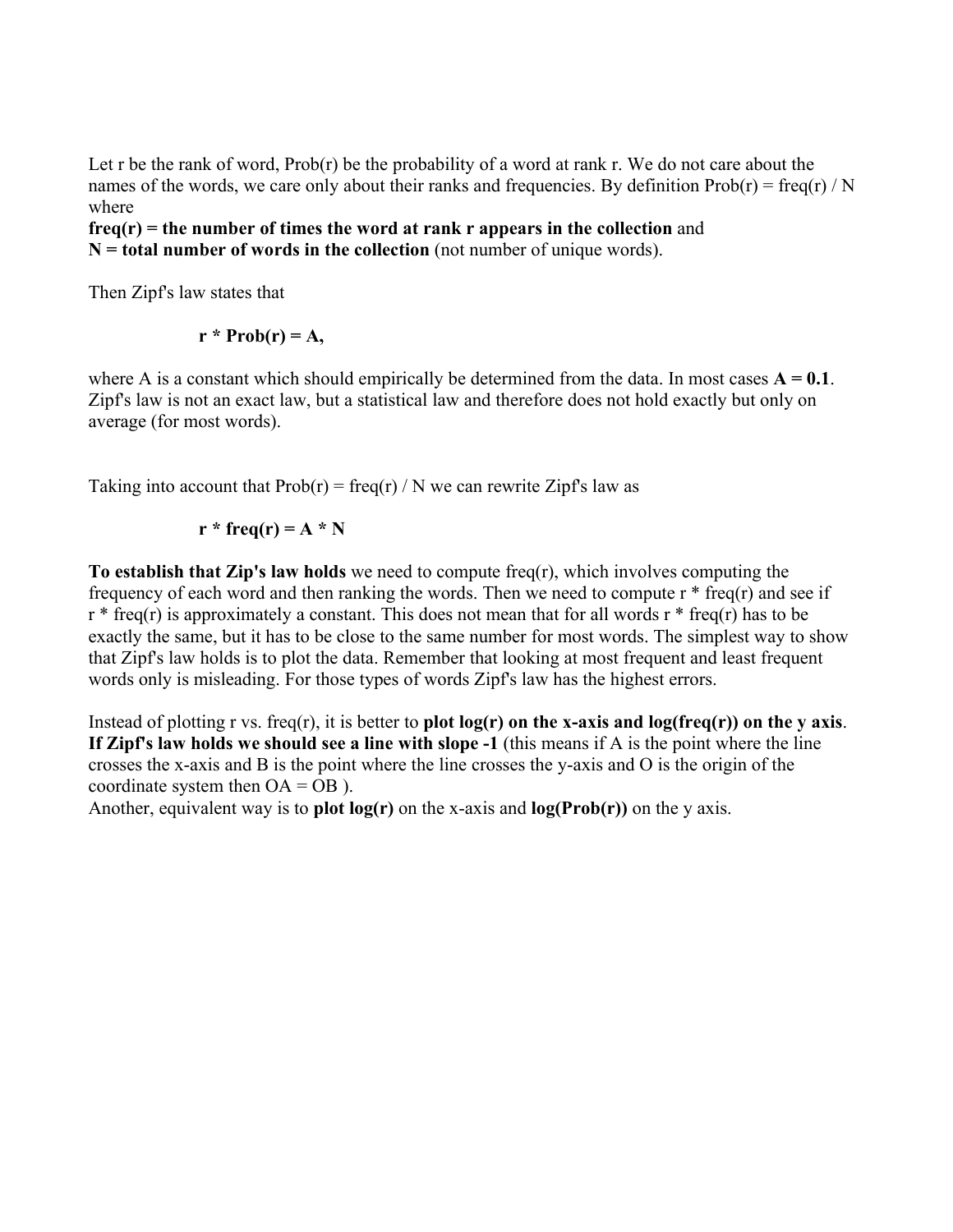Let r be the rank of word, Prob(r) be the probability of a word at rank r. We do not care about the names of the words, we care only about their ranks and frequencies. By definition Prob(r) = freq(r) / N where
**freq(r) = the number of times the word at rank r appears in the collection** and
**N = total number of words in the collection** (not number of unique words).

Then Zipf's law states that

$$r * Prob(r) = A,$$

where A is a constant which should empirically be determined from the data. In most cases **A = 0.1**. Zipf's law is not an exact law, but a statistical law and therefore does not hold exactly but only on average (for most words).

Taking into account that Prob(r) = freq(r) / N we can rewrite Zipf's law as

$$r * freq(r) = A * N$$

**To establish that Zip's law holds** we need to compute freq(r), which involves computing the frequency of each word and then ranking the words. Then we need to compute r * freq(r) and see if r * freq(r) is approximately a constant. This does not mean that for all words r * freq(r) has to be exactly the same, but it has to be close to the same number for most words. The simplest way to show that Zipf's law holds is to plot the data. Remember that looking at most frequent and least frequent words only is misleading. For those types of words Zipf's law has the highest errors.

Instead of plotting r vs. freq(r), it is better to **plot log(r) on the x-axis and log(freq(r)) on the y axis**. **If Zipf's law holds we should see a line with slope -1** (this means if A is the point where the line crosses the x-axis and B is the point where the line crosses the y-axis and O is the origin of the coordinate system then OA = OB ).
Another, equivalent way is to **plot log(r)** on the x-axis and **log(Prob(r))** on the y axis.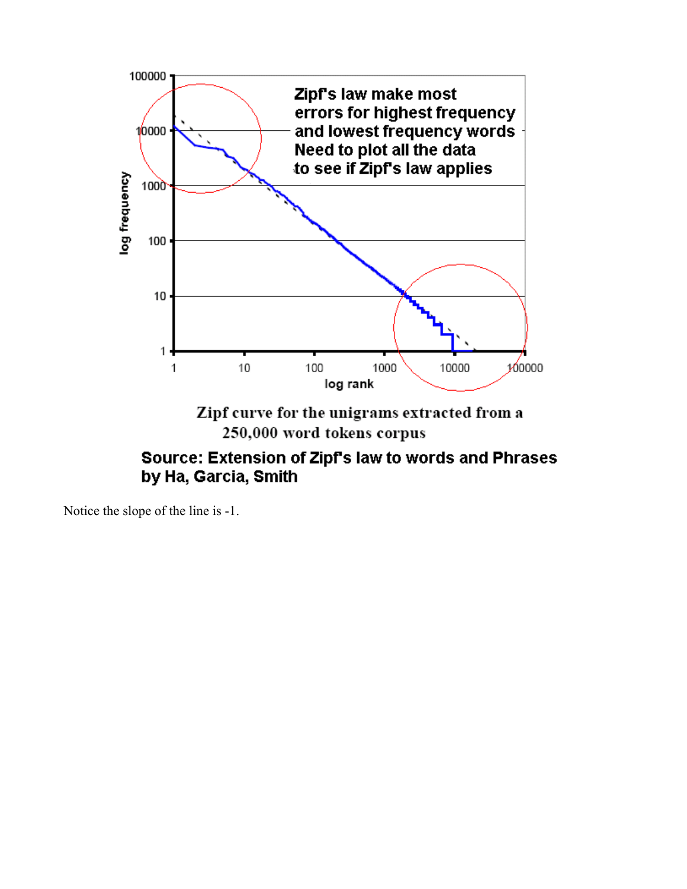Zipf's law make most errors for highest frequency and lowest frequency words Need to plot all the data to see if Zipf's law applies

Zipf curve for the unigrams extracted from a 250,000 word tokens corpus

**Source: Extension of Zipf's law to words and Phrases by Ha, Garcia, Smith**

Notice the slope of the line is -1.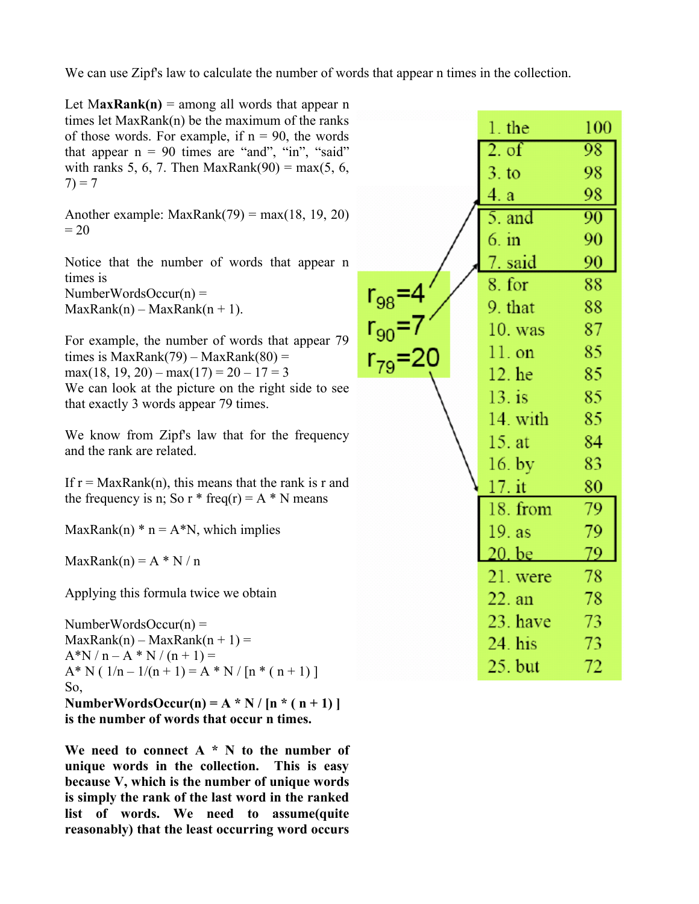We can use Zipf's law to calculate the number of words that appear n times in the collection.

Let **MaxRank(n)** = among all words that appear n times let MaxRank(n) be the maximum of the ranks of those words. For example, if n = 90, the words that appear n = 90 times are "and", "in", "said" with ranks 5, 6, 7. Then MaxRank(90) = max(5, 6, 7) = 7

Another example: MaxRank(79) = max(18, 19, 20) = 20

Notice that the number of words that appear n times is
NumberWordsOccur(n) =
MaxRank(n) – MaxRank(n + 1).

For example, the number of words that appear 79 times is MaxRank(79) – MaxRank(80) =
max(18, 19, 20) – max(17) = 20 – 17 = 3
We can look at the picture on the right side to see that exactly 3 words appear 79 times.

We know from Zipf's law that for the frequency and the rank are related.

If r = MaxRank(n), this means that the rank is r and the frequency is n; So r * freq(r) = A * N means

MaxRank(n) * n = A*N, which implies

MaxRank(n) = A * N / n

Applying this formula twice we obtain

NumberWordsOccur(n) =
MaxRank(n) – MaxRank(n + 1) =
A*N / n – A * N / (n + 1) =
A* N ( 1/n – 1/(n + 1) = A * N / [n * ( n + 1) ]
So,
**NumberWordsOccur(n) = A * N / [n * ( n + 1) ] is the number of words that occur n times.**

**We need to connect A * N to the number of unique words in the collection. This is easy because V, which is the number of unique words is simply the rank of the last word in the ranked list of words. We need to assume(quite reasonably) that the least occurring word occurs**

$r_{98}=4$
$r_{90}=7$
$r_{79}=20$

| Rank. Word | Frequency |
|---|---|
| 1. the | 100 |
| 2. of | 98 |
| 3. to | 98 |
| 4. a | 98 |
| 5. and | 90 |
| 6. in | 90 |
| 7. said | 90 |
| 8. for | 88 |
| 9. that | 88 |
| 10. was | 87 |
| 11. on | 85 |
| 12. he | 85 |
| 13. is | 85 |
| 14. with | 85 |
| 15. at | 84 |
| 16. by | 83 |
| 17. it | 80 |
| 18. from | 79 |
| 19. as | 79 |
| 20. be | 79 |
| 21. were | 78 |
| 22. an | 78 |
| 23. have | 73 |
| 24. his | 73 |
| 25. but | 72 |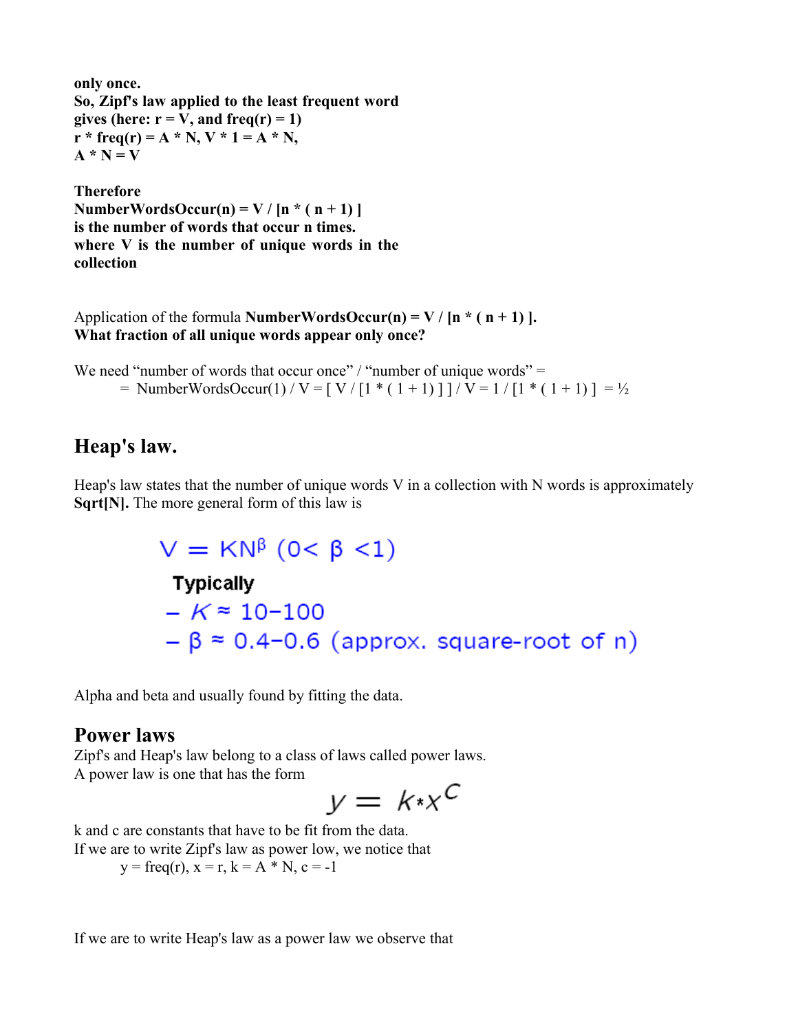**only once.**
**So, Zipf's law applied to the least frequent word gives (here: r = V, and freq(r) = 1)**
**r * freq(r) = A * N, V * 1 = A * N,**
**A * N = V**

**Therefore**
**NumberWordsOccur(n) = V / [n * ( n + 1) ]**
**is the number of words that occur n times.**
**where V is the number of unique words in the collection**

Application of the formula **NumberWordsOccur(n) = V / [n * ( n + 1) ].**
**What fraction of all unique words appear only once?**

We need "number of words that occur once" / "number of unique words" =
= NumberWordsOccur(1) / V = [ V / [1 * ( 1 + 1) ] ] / V = 1 / [1 * ( 1 + 1) ] = ½

## Heap's law.

Heap's law states that the number of unique words V in a collection with N words is approximately **Sqrt[N].** The more general form of this law is

$$V = KN^{\beta} \quad (0 < \beta < 1)$$

Typically
- $K \approx 10\text{–}100$
- $\beta \approx 0.4\text{–}0.6$ (approx. square-root of n)

Alpha and beta and usually found by fitting the data.

## Power laws

Zipf's and Heap's law belong to a class of laws called power laws.
A power law is one that has the form

$$y = k * x^{c}$$

k and c are constants that have to be fit from the data.
If we are to write Zipf's law as power low, we notice that
y = freq(r), x = r, k = A * N, c = -1

If we are to write Heap's law as a power law we observe that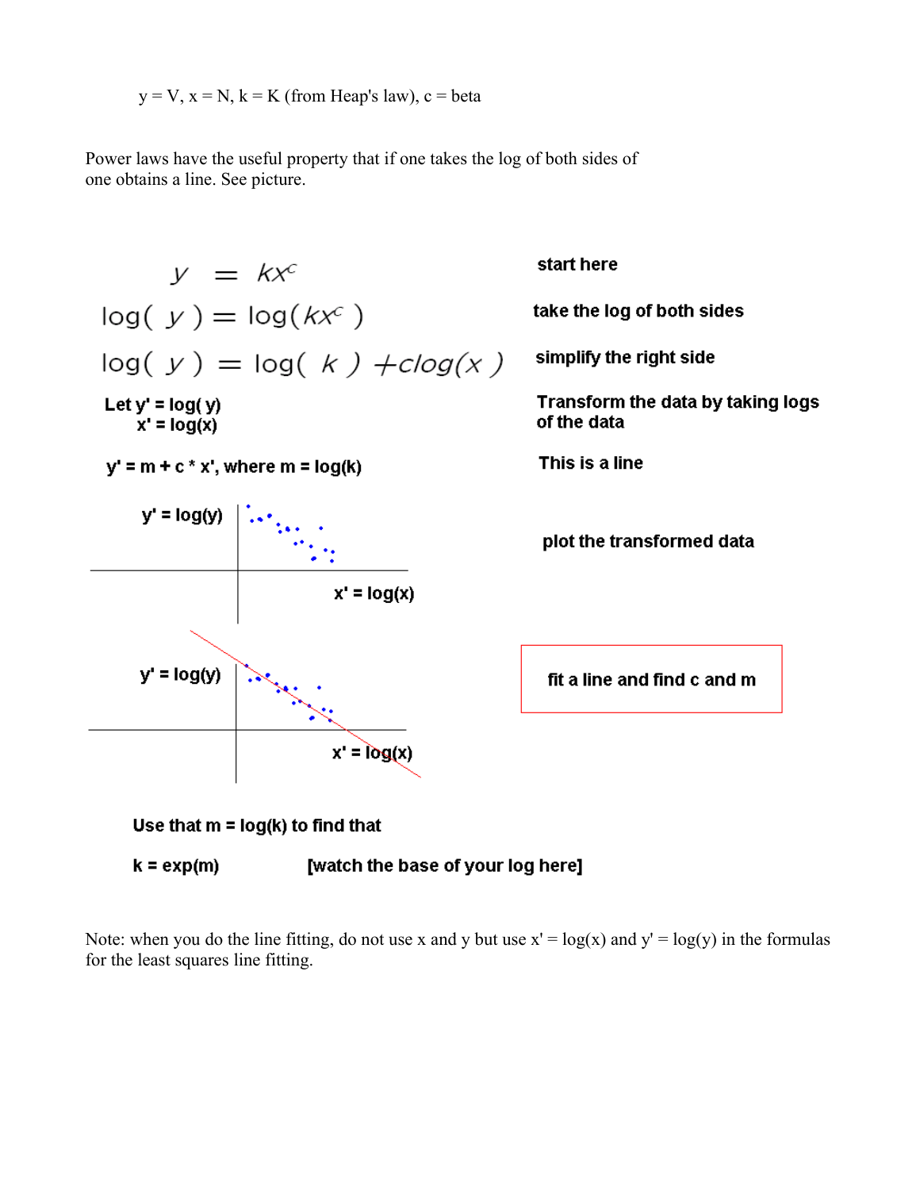$y = V$, $x = N$, $k = K$ (from Heap's law), $c = \text{beta}$

Power laws have the useful property that if one takes the log of both sides of one obtains a line. See picture.

$$y = kx^c$$ **start here**

$$\log(y) = \log(kx^c)$$ **take the log of both sides**

$$\log(y) = \log(k) + c\log(x)$$ **simplify the right side**

**Let $y' = \log(y)$**
**$x' = \log(x)$** **Transform the data by taking logs of the data**

**$y' = m + c * x'$, where $m = \log(k)$** **This is a line**

**plot the transformed data**

**fit a line and find c and m**

**Use that $m = \log(k)$ to find that**

**$k = \exp(m)$ [watch the base of your log here]**

Note: when you do the line fitting, do not use x and y but use $x' = \log(x)$ and $y' = \log(y)$ in the formulas for the least squares line fitting.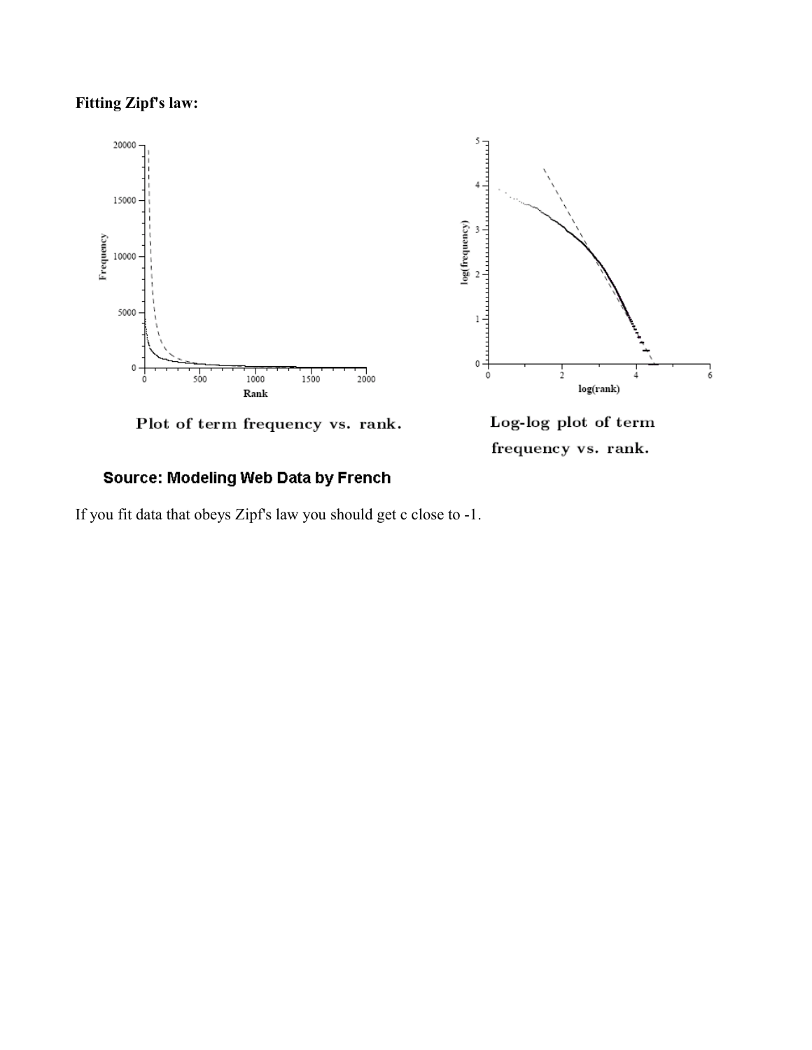**Fitting Zipf's law:**

Plot of term frequency vs. rank.

Log-log plot of term frequency vs. rank.

**Source: Modeling Web Data by French**

If you fit data that obeys Zipf's law you should get c close to -1.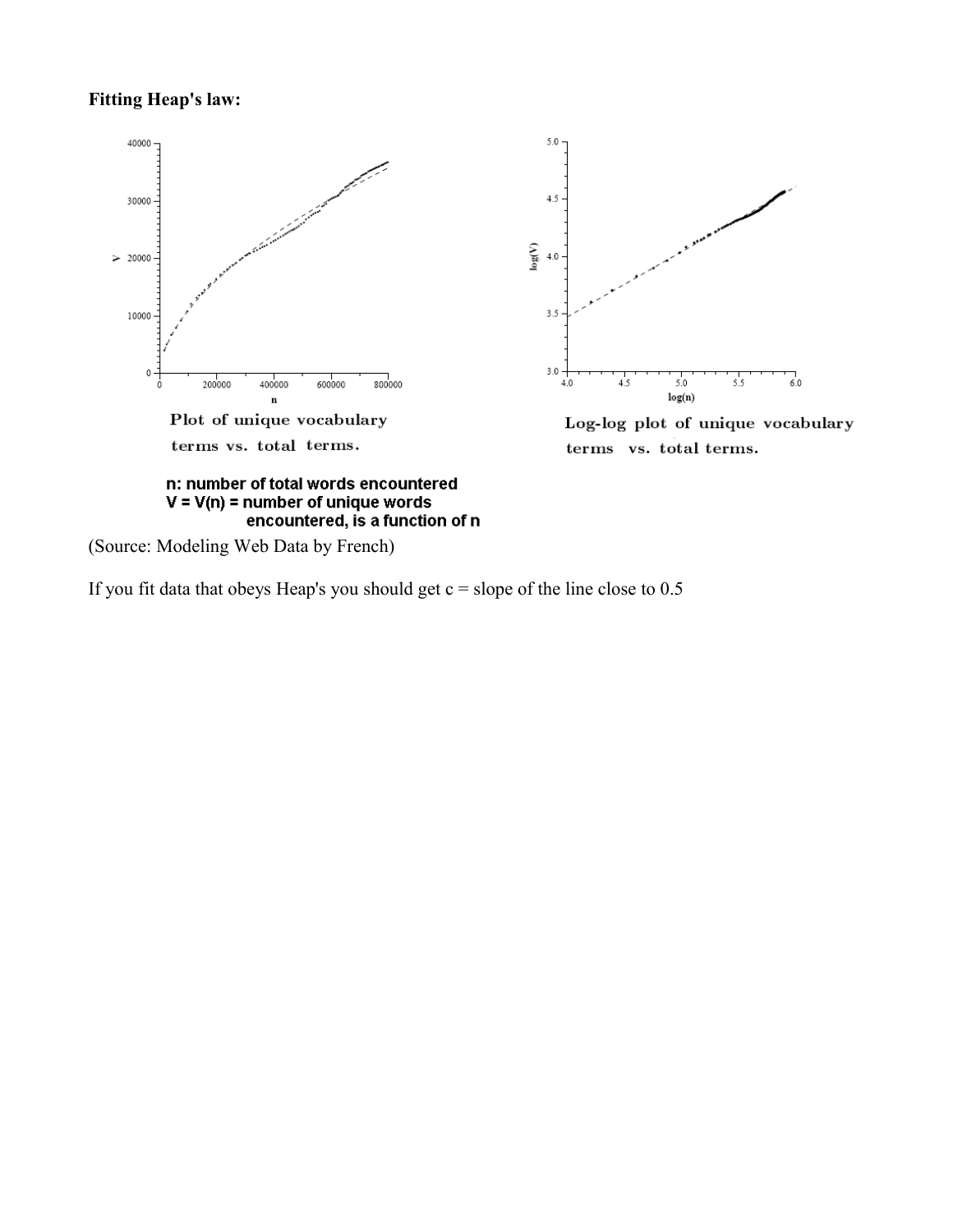**Fitting Heap's law:**

40000

30000

V 20000

10000

0

0 200000 400000 600000 800000

n

Plot of unique vocabulary terms vs. total terms.

5.0

4.5

log(V) 4.0

3.5

3.0

4.0 4.5 5.0 5.5 6.0

log(n)

Log-log plot of unique vocabulary terms vs. total terms.

**n: number of total words encountered**
**V = V(n) = number of unique words encountered, is a function of n**

(Source: Modeling Web Data by French)

If you fit data that obeys Heap's you should get c = slope of the line close to 0.5